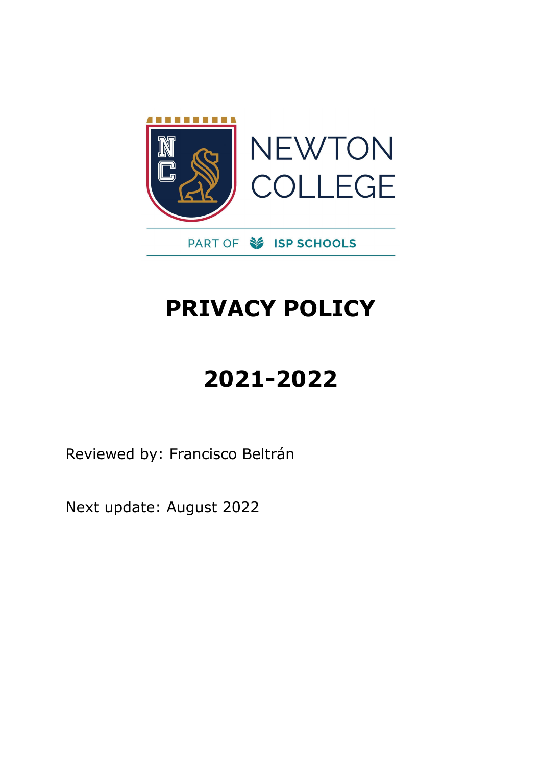NEWTON COLLEGE

PART OF ISP SCHOOLS

# PRIVACY POLICY

# 2021-2022

Reviewed by: Francisco Beltrán

Next update: August 2022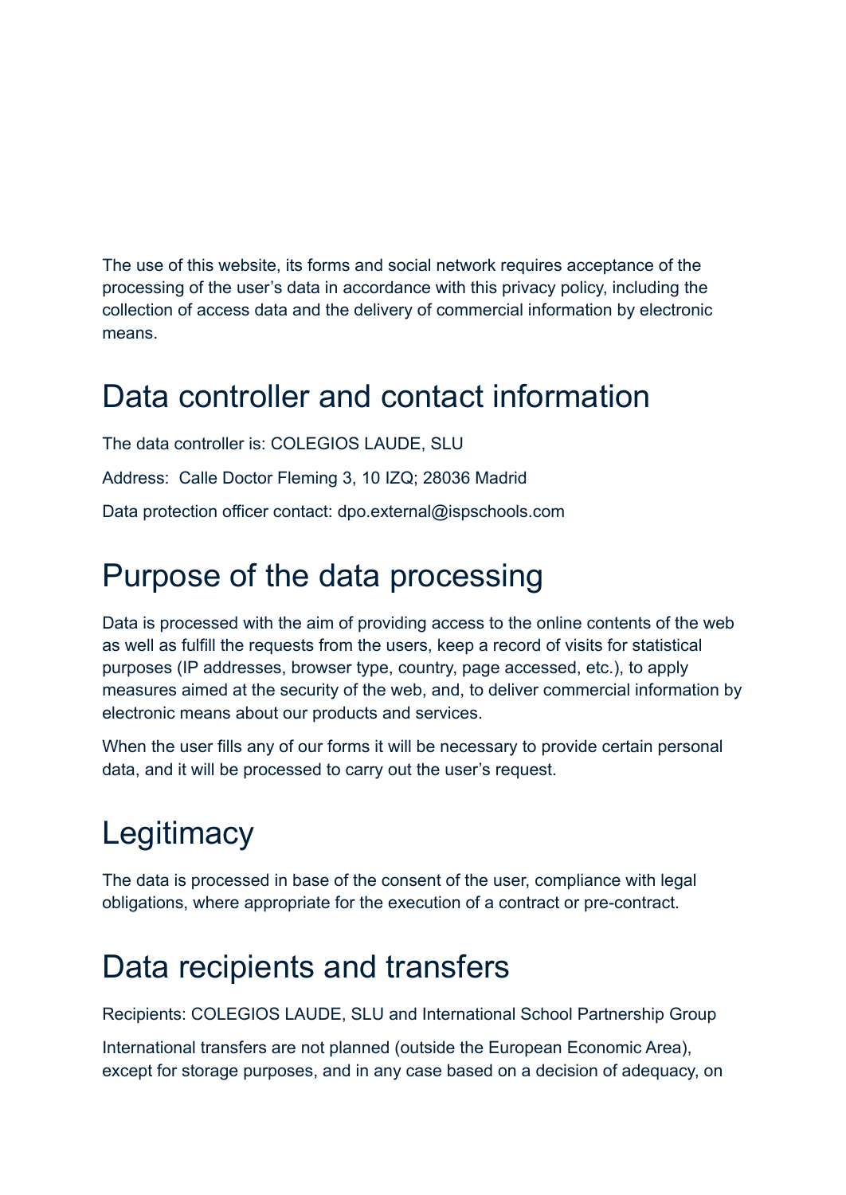The use of this website, its forms and social network requires acceptance of the processing of the user's data in accordance with this privacy policy, including the collection of access data and the delivery of commercial information by electronic means.

# Data controller and contact information

The data controller is: COLEGIOS LAUDE, SLU

Address:  Calle Doctor Fleming 3, 10 IZQ; 28036 Madrid

Data protection officer contact: dpo.external@ispschools.com

# Purpose of the data processing

Data is processed with the aim of providing access to the online contents of the web as well as fulfill the requests from the users, keep a record of visits for statistical purposes (IP addresses, browser type, country, page accessed, etc.), to apply measures aimed at the security of the web, and, to deliver commercial information by electronic means about our products and services.

When the user fills any of our forms it will be necessary to provide certain personal data, and it will be processed to carry out the user's request.

# Legitimacy

The data is processed in base of the consent of the user, compliance with legal obligations, where appropriate for the execution of a contract or pre-contract.

# Data recipients and transfers

Recipients: COLEGIOS LAUDE, SLU and International School Partnership Group

International transfers are not planned (outside the European Economic Area), except for storage purposes, and in any case based on a decision of adequacy, on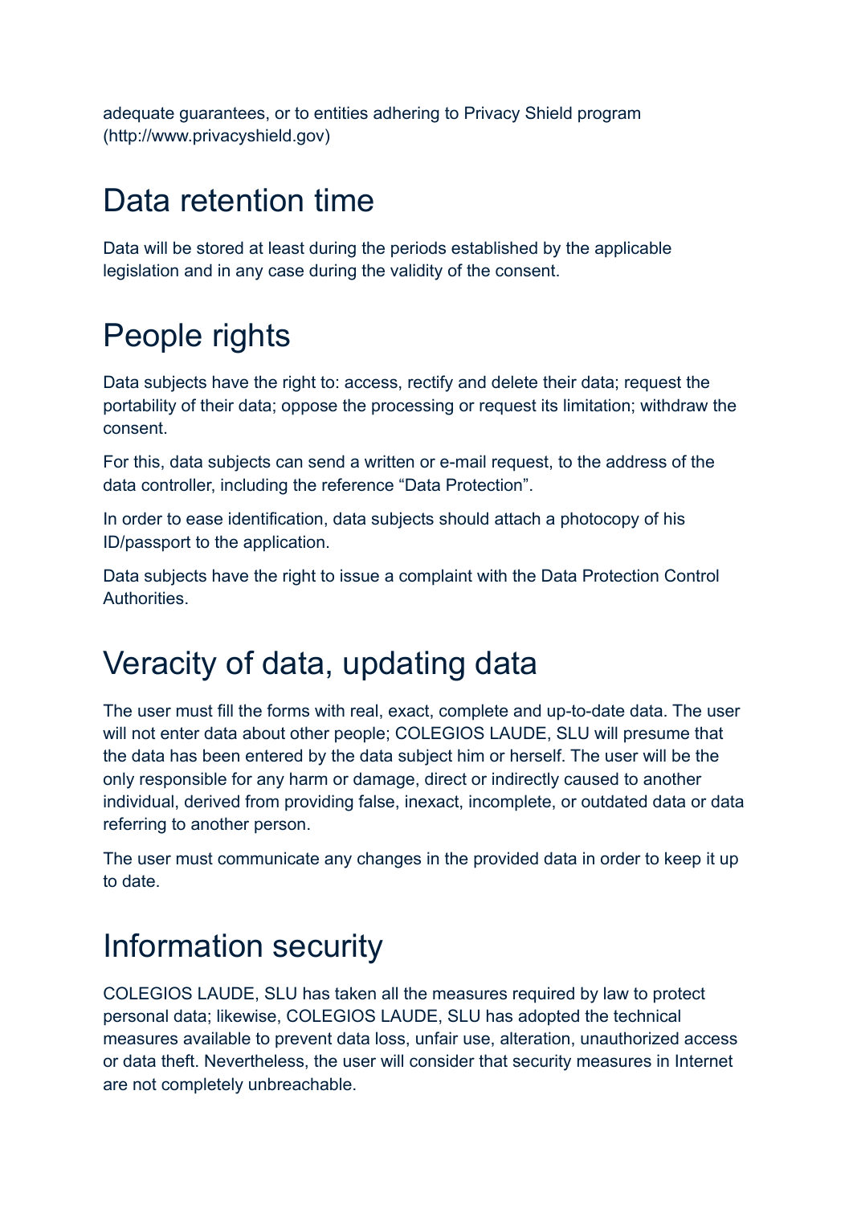adequate guarantees, or to entities adhering to Privacy Shield program (http://www.privacyshield.gov)

# Data retention time

Data will be stored at least during the periods established by the applicable legislation and in any case during the validity of the consent.

# People rights

Data subjects have the right to: access, rectify and delete their data; request the portability of their data; oppose the processing or request its limitation; withdraw the consent.

For this, data subjects can send a written or e-mail request, to the address of the data controller, including the reference "Data Protection".

In order to ease identification, data subjects should attach a photocopy of his ID/passport to the application.

Data subjects have the right to issue a complaint with the Data Protection Control Authorities.

# Veracity of data, updating data

The user must fill the forms with real, exact, complete and up-to-date data. The user will not enter data about other people; COLEGIOS LAUDE, SLU will presume that the data has been entered by the data subject him or herself. The user will be the only responsible for any harm or damage, direct or indirectly caused to another individual, derived from providing false, inexact, incomplete, or outdated data or data referring to another person.

The user must communicate any changes in the provided data in order to keep it up to date.

# Information security

COLEGIOS LAUDE, SLU has taken all the measures required by law to protect personal data; likewise, COLEGIOS LAUDE, SLU has adopted the technical measures available to prevent data loss, unfair use, alteration, unauthorized access or data theft. Nevertheless, the user will consider that security measures in Internet are not completely unbreachable.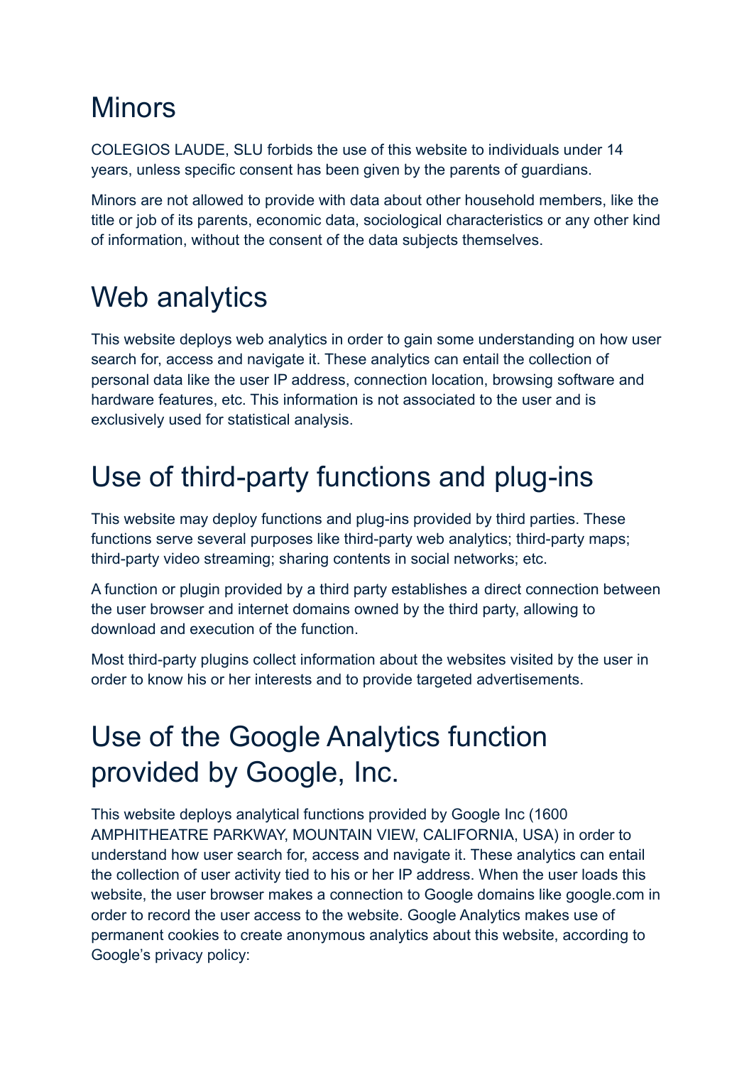# Minors

COLEGIOS LAUDE, SLU forbids the use of this website to individuals under 14 years, unless specific consent has been given by the parents of guardians.

Minors are not allowed to provide with data about other household members, like the title or job of its parents, economic data, sociological characteristics or any other kind of information, without the consent of the data subjects themselves.

# Web analytics

This website deploys web analytics in order to gain some understanding on how user search for, access and navigate it. These analytics can entail the collection of personal data like the user IP address, connection location, browsing software and hardware features, etc. This information is not associated to the user and is exclusively used for statistical analysis.

# Use of third-party functions and plug-ins

This website may deploy functions and plug-ins provided by third parties. These functions serve several purposes like third-party web analytics; third-party maps; third-party video streaming; sharing contents in social networks; etc.

A function or plugin provided by a third party establishes a direct connection between the user browser and internet domains owned by the third party, allowing to download and execution of the function.

Most third-party plugins collect information about the websites visited by the user in order to know his or her interests and to provide targeted advertisements.

# Use of the Google Analytics function provided by Google, Inc.

This website deploys analytical functions provided by Google Inc (1600 AMPHITHEATRE PARKWAY, MOUNTAIN VIEW, CALIFORNIA, USA) in order to understand how user search for, access and navigate it. These analytics can entail the collection of user activity tied to his or her IP address. When the user loads this website, the user browser makes a connection to Google domains like google.com in order to record the user access to the website. Google Analytics makes use of permanent cookies to create anonymous analytics about this website, according to Google's privacy policy: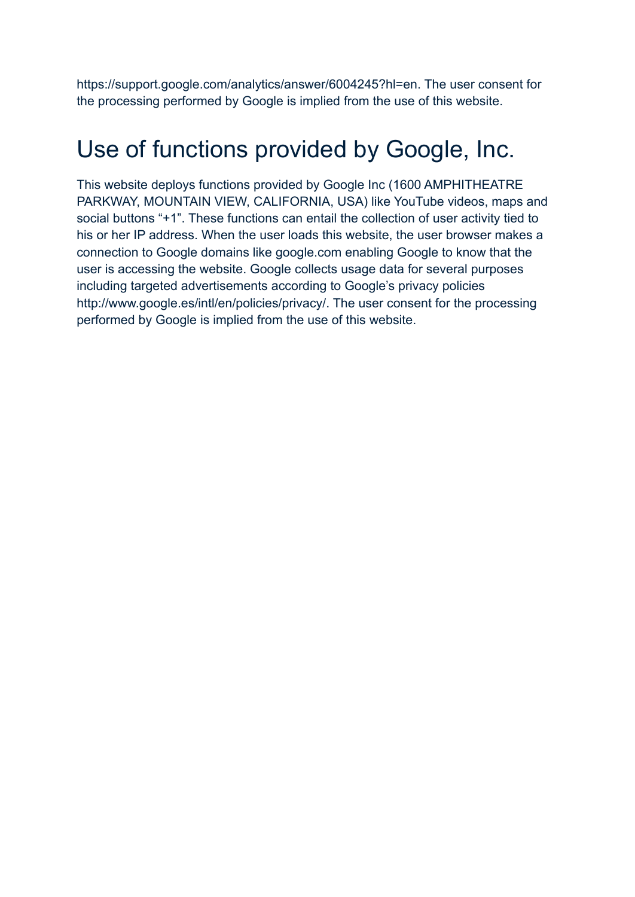https://support.google.com/analytics/answer/6004245?hl=en. The user consent for the processing performed by Google is implied from the use of this website.

# Use of functions provided by Google, Inc.

This website deploys functions provided by Google Inc (1600 AMPHITHEATRE PARKWAY, MOUNTAIN VIEW, CALIFORNIA, USA) like YouTube videos, maps and social buttons "+1". These functions can entail the collection of user activity tied to his or her IP address. When the user loads this website, the user browser makes a connection to Google domains like google.com enabling Google to know that the user is accessing the website. Google collects usage data for several purposes including targeted advertisements according to Google's privacy policies http://www.google.es/intl/en/policies/privacy/. The user consent for the processing performed by Google is implied from the use of this website.